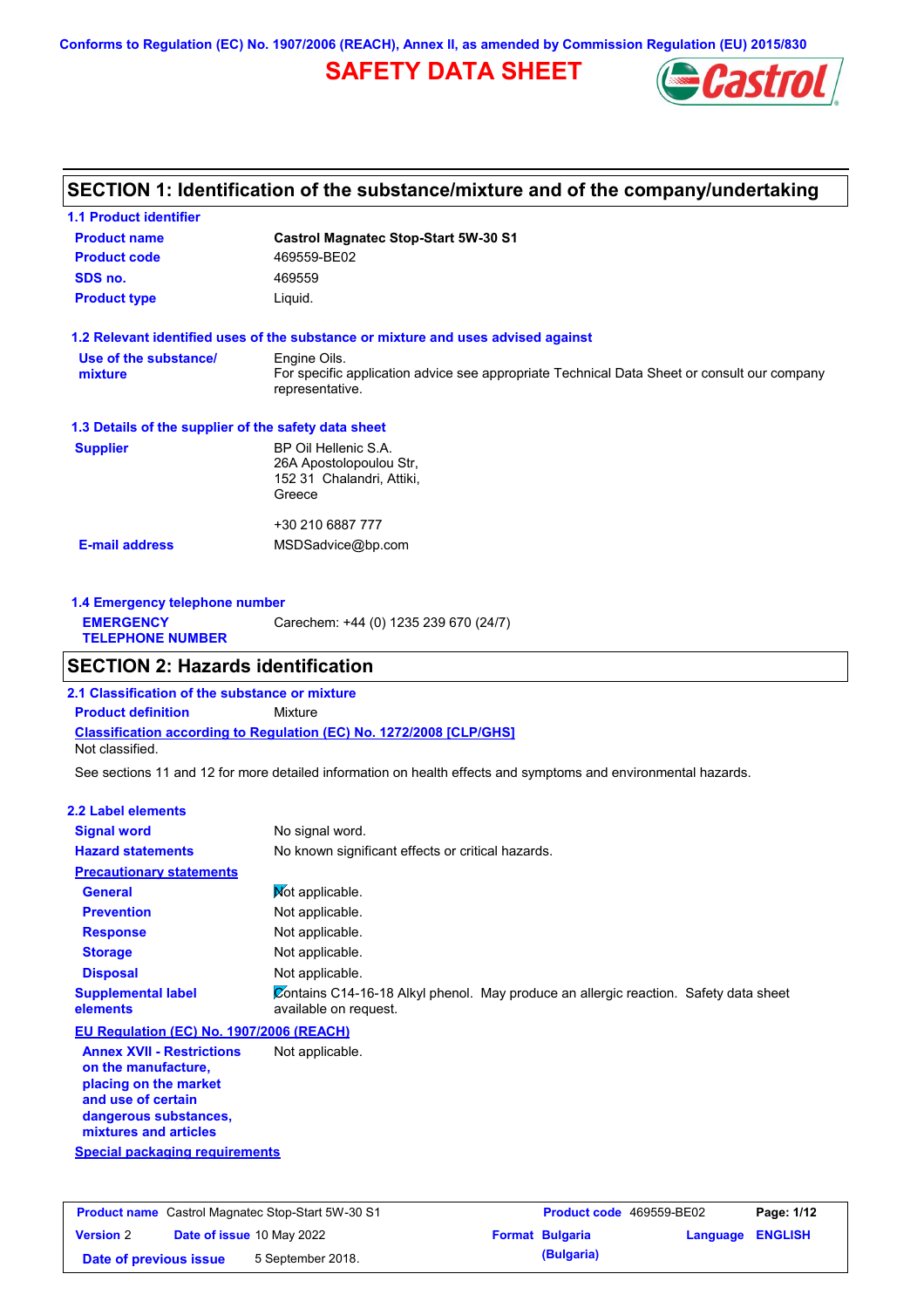Conforms to Regulation (EC) No. 1907/2006 (REACH), Annex II, as amended by Commission Regulation (EU) 2015/830

# SAFETY DATA SHEET

## SECTION 1: Identification of the substance/mixture and of the company/undertaking

### 1.1 Product identifier

| | |
|---|---|
| **Product name** | **Castrol Magnatec Stop-Start 5W-30 S1** |
| **Product code** | 469559-BE02 |
| **SDS no.** | 469559 |
| **Product type** | Liquid. |

### 1.2 Relevant identified uses of the substance or mixture and uses advised against

| | |
|---|---|
| **Use of the substance/ mixture** | Engine Oils. For specific application advice see appropriate Technical Data Sheet or consult our company representative. |

### 1.3 Details of the supplier of the safety data sheet

| | |
|---|---|
| **Supplier** | BP Oil Hellenic S.A. 26A Apostolopoulou Str, 152 31 Chalandri, Attiki, Greece<br>+30 210 6887 777 |
| **E-mail address** | MSDSadvice@bp.com |

### 1.4 Emergency telephone number

| | |
|---|---|
| **EMERGENCY TELEPHONE NUMBER** | Carechem: +44 (0) 1235 239 670 (24/7) |

## SECTION 2: Hazards identification

### 2.1 Classification of the substance or mixture

**Product definition** Mixture

**Classification according to Regulation (EC) No. 1272/2008 [CLP/GHS]**

Not classified.

See sections 11 and 12 for more detailed information on health effects and symptoms and environmental hazards.

### 2.2 Label elements

| | |
|---|---|
| **Signal word** | No signal word. |
| **Hazard statements** | No known significant effects or critical hazards. |
| **Precautionary statements** | |
| **General** | Not applicable. |
| **Prevention** | Not applicable. |
| **Response** | Not applicable. |
| **Storage** | Not applicable. |
| **Disposal** | Not applicable. |
| **Supplemental label elements** | Contains C14-16-18 Alkyl phenol. May produce an allergic reaction. Safety data sheet available on request. |

**EU Regulation (EC) No. 1907/2006 (REACH)**

| | |
|---|---|
| **Annex XVII - Restrictions on the manufacture, placing on the market and use of certain dangerous substances, mixtures and articles** | Not applicable. |

**Special packaging requirements**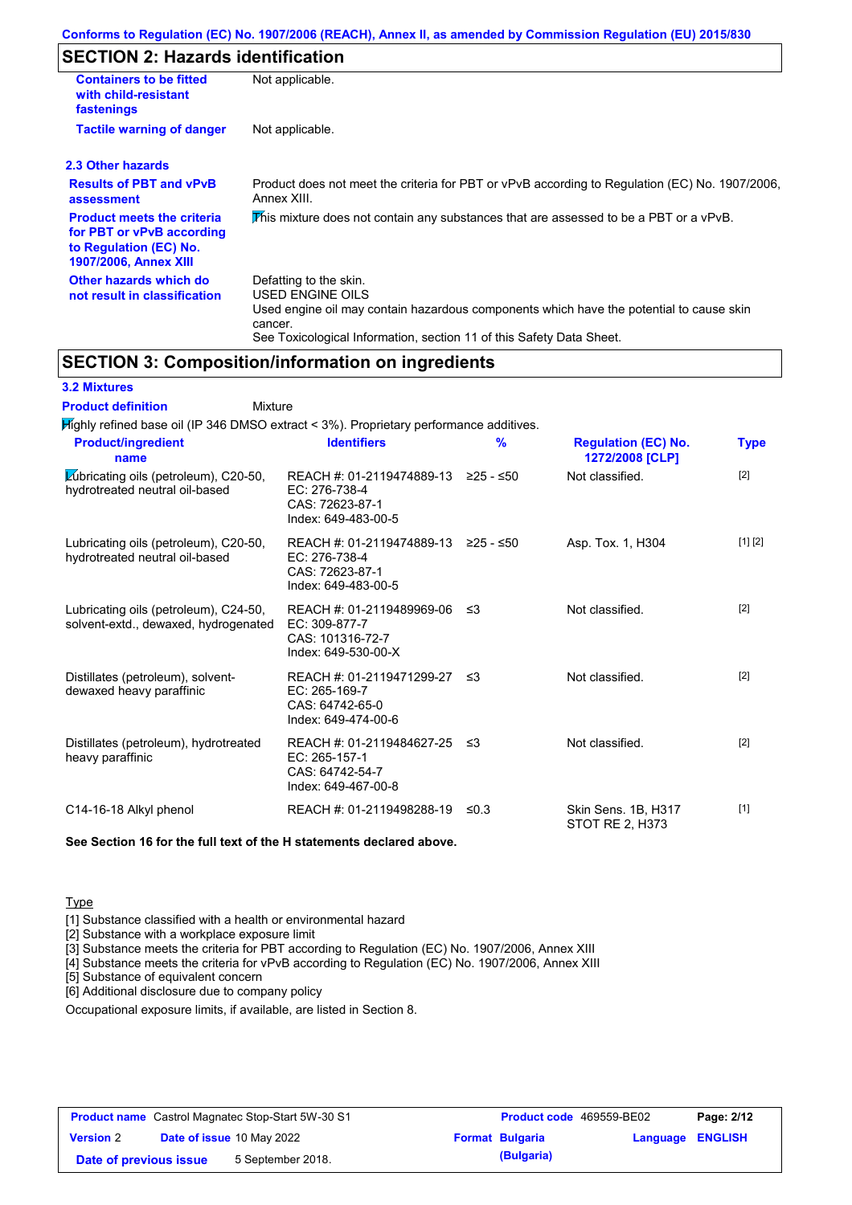Conforms to Regulation (EC) No. 1907/2006 (REACH), Annex II, as amended by Commission Regulation (EU) 2015/830

## SECTION 2: Hazards identification

| | |
|---|---|
| **Containers to be fitted with child-resistant fastenings** | Not applicable. |
| **Tactile warning of danger** | Not applicable. |

### 2.3 Other hazards

| | |
|---|---|
| **Results of PBT and vPvB assessment** | Product does not meet the criteria for PBT or vPvB according to Regulation (EC) No. 1907/2006, Annex XIII. |
| **Product meets the criteria for PBT or vPvB according to Regulation (EC) No. 1907/2006, Annex XIII** | This mixture does not contain any substances that are assessed to be a PBT or a vPvB. |
| **Other hazards which do not result in classification** | Defatting to the skin.<br>USED ENGINE OILS<br>Used engine oil may contain hazardous components which have the potential to cause skin cancer.<br>See Toxicological Information, section 11 of this Safety Data Sheet. |

## SECTION 3: Composition/information on ingredients

### 3.2 Mixtures

**Product definition** Mixture

Highly refined base oil (IP 346 DMSO extract < 3%). Proprietary performance additives.

| Product/ingredient name | Identifiers | % | Regulation (EC) No. 1272/2008 [CLP] | Type |
|---|---|---|---|---|
| Lubricating oils (petroleum), C20-50, hydrotreated neutral oil-based | REACH #: 01-2119474889-13<br>EC: 276-738-4<br>CAS: 72623-87-1<br>Index: 649-483-00-5 | ≥25 - ≤50 | Not classified. | [2] |
| Lubricating oils (petroleum), C20-50, hydrotreated neutral oil-based | REACH #: 01-2119474889-13<br>EC: 276-738-4<br>CAS: 72623-87-1<br>Index: 649-483-00-5 | ≥25 - ≤50 | Asp. Tox. 1, H304 | [1] [2] |
| Lubricating oils (petroleum), C24-50, solvent-extd., dewaxed, hydrogenated | REACH #: 01-2119489969-06<br>EC: 309-877-7<br>CAS: 101316-72-7<br>Index: 649-530-00-X | ≤3 | Not classified. | [2] |
| Distillates (petroleum), solvent-dewaxed heavy paraffinic | REACH #: 01-2119471299-27<br>EC: 265-169-7<br>CAS: 64742-65-0<br>Index: 649-474-00-6 | ≤3 | Not classified. | [2] |
| Distillates (petroleum), hydrotreated heavy paraffinic | REACH #: 01-2119484627-25<br>EC: 265-157-1<br>CAS: 64742-54-7<br>Index: 649-467-00-8 | ≤3 | Not classified. | [2] |
| C14-16-18 Alkyl phenol | REACH #: 01-2119498288-19 | ≤0.3 | Skin Sens. 1B, H317<br>STOT RE 2, H373 | [1] |

**See Section 16 for the full text of the H statements declared above.**

Type

[1] Substance classified with a health or environmental hazard
[2] Substance with a workplace exposure limit
[3] Substance meets the criteria for PBT according to Regulation (EC) No. 1907/2006, Annex XIII
[4] Substance meets the criteria for vPvB according to Regulation (EC) No. 1907/2006, Annex XIII
[5] Substance of equivalent concern
[6] Additional disclosure due to company policy

Occupational exposure limits, if available, are listed in Section 8.

| | | | |
|---|---|---|---|
| **Product name** Castrol Magnatec Stop-Start 5W-30 S1 | | **Product code** 469559-BE02 | |
| **Version** 2 | **Date of issue** 10 May 2022 | **Format** Bulgaria (Bulgaria) | **Language** ENGLISH |
| **Date of previous issue** | 5 September 2018. | | |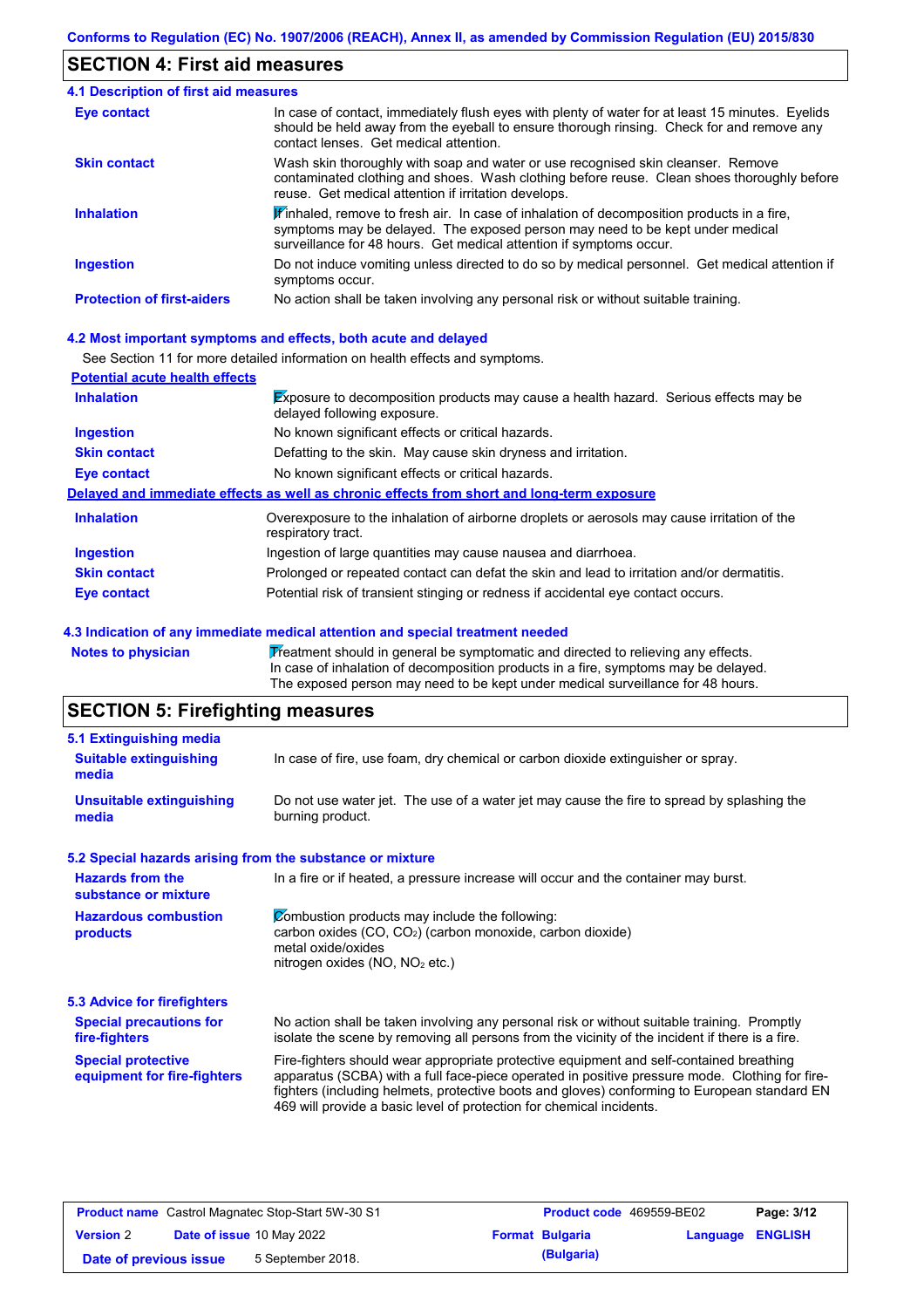Conforms to Regulation (EC) No. 1907/2006 (REACH), Annex II, as amended by Commission Regulation (EU) 2015/830

## SECTION 4: First aid measures

### 4.1 Description of first aid measures

| | |
|---|---|
| **Eye contact** | In case of contact, immediately flush eyes with plenty of water for at least 15 minutes. Eyelids should be held away from the eyeball to ensure thorough rinsing. Check for and remove any contact lenses. Get medical attention. |
| **Skin contact** | Wash skin thoroughly with soap and water or use recognised skin cleanser. Remove contaminated clothing and shoes. Wash clothing before reuse. Clean shoes thoroughly before reuse. Get medical attention if irritation develops. |
| **Inhalation** | If inhaled, remove to fresh air. In case of inhalation of decomposition products in a fire, symptoms may be delayed. The exposed person may need to be kept under medical surveillance for 48 hours. Get medical attention if symptoms occur. |
| **Ingestion** | Do not induce vomiting unless directed to do so by medical personnel. Get medical attention if symptoms occur. |
| **Protection of first-aiders** | No action shall be taken involving any personal risk or without suitable training. |

### 4.2 Most important symptoms and effects, both acute and delayed

See Section 11 for more detailed information on health effects and symptoms.

**Potential acute health effects**

| | |
|---|---|
| **Inhalation** | Exposure to decomposition products may cause a health hazard. Serious effects may be delayed following exposure. |
| **Ingestion** | No known significant effects or critical hazards. |
| **Skin contact** | Defatting to the skin. May cause skin dryness and irritation. |
| **Eye contact** | No known significant effects or critical hazards. |

**Delayed and immediate effects as well as chronic effects from short and long-term exposure**

| | |
|---|---|
| **Inhalation** | Overexposure to the inhalation of airborne droplets or aerosols may cause irritation of the respiratory tract. |
| **Ingestion** | Ingestion of large quantities may cause nausea and diarrhoea. |
| **Skin contact** | Prolonged or repeated contact can defat the skin and lead to irritation and/or dermatitis. |
| **Eye contact** | Potential risk of transient stinging or redness if accidental eye contact occurs. |

### 4.3 Indication of any immediate medical attention and special treatment needed

| | |
|---|---|
| **Notes to physician** | Treatment should in general be symptomatic and directed to relieving any effects. In case of inhalation of decomposition products in a fire, symptoms may be delayed. The exposed person may need to be kept under medical surveillance for 48 hours. |

## SECTION 5: Firefighting measures

### 5.1 Extinguishing media

| | |
|---|---|
| **Suitable extinguishing media** | In case of fire, use foam, dry chemical or carbon dioxide extinguisher or spray. |
| **Unsuitable extinguishing media** | Do not use water jet. The use of a water jet may cause the fire to spread by splashing the burning product. |

### 5.2 Special hazards arising from the substance or mixture

| | |
|---|---|
| **Hazards from the substance or mixture** | In a fire or if heated, a pressure increase will occur and the container may burst. |
| **Hazardous combustion products** | Combustion products may include the following:<br>carbon oxides (CO, $CO_2$) (carbon monoxide, carbon dioxide)<br>metal oxide/oxides<br>nitrogen oxides (NO, $NO_2$ etc.) |

### 5.3 Advice for firefighters

| | |
|---|---|
| **Special precautions for fire-fighters** | No action shall be taken involving any personal risk or without suitable training. Promptly isolate the scene by removing all persons from the vicinity of the incident if there is a fire. |
| **Special protective equipment for fire-fighters** | Fire-fighters should wear appropriate protective equipment and self-contained breathing apparatus (SCBA) with a full face-piece operated in positive pressure mode. Clothing for fire-fighters (including helmets, protective boots and gloves) conforming to European standard EN 469 will provide a basic level of protection for chemical incidents. |

| | | | |
|---|---|---|---|
| **Product name** Castrol Magnatec Stop-Start 5W-30 S1 | | **Product code** 469559-BE02 | **Page:** 3/12 |
| **Version** 2 | **Date of issue** 10 May 2022 | **Format** Bulgaria (Bulgaria) | **Language** ENGLISH |
| **Date of previous issue** | 5 September 2018. | | |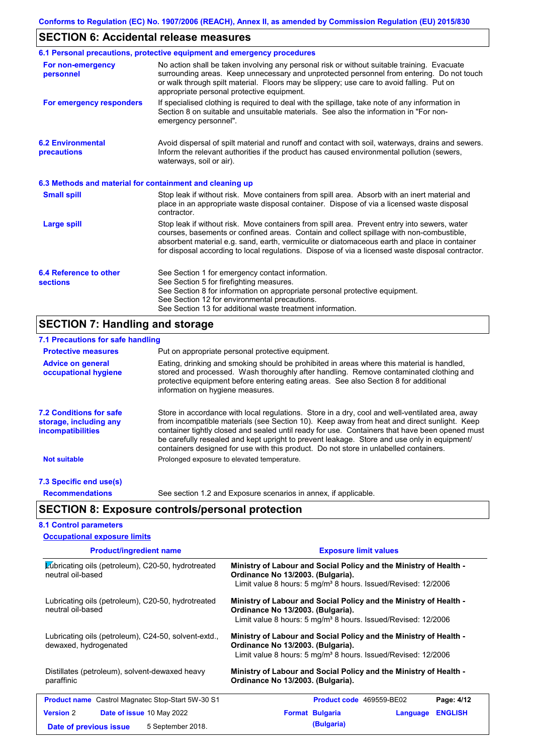## SECTION 6: Accidental release measures

### 6.1 Personal precautions, protective equipment and emergency procedures

**For non-emergency personnel**

No action shall be taken involving any personal risk or without suitable training. Evacuate surrounding areas. Keep unnecessary and unprotected personnel from entering. Do not touch or walk through spilt material. Floors may be slippery; use care to avoid falling. Put on appropriate personal protective equipment.

**For emergency responders**

If specialised clothing is required to deal with the spillage, take note of any information in Section 8 on suitable and unsuitable materials. See also the information in "For non-emergency personnel".

### 6.2 Environmental precautions

Avoid dispersal of spilt material and runoff and contact with soil, waterways, drains and sewers. Inform the relevant authorities if the product has caused environmental pollution (sewers, waterways, soil or air).

### 6.3 Methods and material for containment and cleaning up

**Small spill**

Stop leak if without risk. Move containers from spill area. Absorb with an inert material and place in an appropriate waste disposal container. Dispose of via a licensed waste disposal contractor.

**Large spill**

Stop leak if without risk. Move containers from spill area. Prevent entry into sewers, water courses, basements or confined areas. Contain and collect spillage with non-combustible, absorbent material e.g. sand, earth, vermiculite or diatomaceous earth and place in container for disposal according to local regulations. Dispose of via a licensed waste disposal contractor.

### 6.4 Reference to other sections

See Section 1 for emergency contact information.
See Section 5 for firefighting measures.
See Section 8 for information on appropriate personal protective equipment.
See Section 12 for environmental precautions.
See Section 13 for additional waste treatment information.

## SECTION 7: Handling and storage

### 7.1 Precautions for safe handling

**Protective measures**

Put on appropriate personal protective equipment.

**Advice on general occupational hygiene**

Eating, drinking and smoking should be prohibited in areas where this material is handled, stored and processed. Wash thoroughly after handling. Remove contaminated clothing and protective equipment before entering eating areas. See also Section 8 for additional information on hygiene measures.

### 7.2 Conditions for safe storage, including any incompatibilities

Store in accordance with local regulations. Store in a dry, cool and well-ventilated area, away from incompatible materials (see Section 10). Keep away from heat and direct sunlight. Keep container tightly closed and sealed until ready for use. Containers that have been opened must be carefully resealed and kept upright to prevent leakage. Store and use only in equipment/ containers designed for use with this product. Do not store in unlabelled containers.

**Not suitable**

Prolonged exposure to elevated temperature.

### 7.3 Specific end use(s)

**Recommendations**

See section 1.2 and Exposure scenarios in annex, if applicable.

## SECTION 8: Exposure controls/personal protection

### 8.1 Control parameters

**Occupational exposure limits**

| Product/ingredient name | Exposure limit values |
|---|---|
| Lubricating oils (petroleum), C20-50, hydrotreated neutral oil-based | **Ministry of Labour and Social Policy and the Ministry of Health - Ordinance No 13/2003. (Bulgaria).** Limit value 8 hours: 5 mg/m³ 8 hours. Issued/Revised: 12/2006 |
| Lubricating oils (petroleum), C20-50, hydrotreated neutral oil-based | **Ministry of Labour and Social Policy and the Ministry of Health - Ordinance No 13/2003. (Bulgaria).** Limit value 8 hours: 5 mg/m³ 8 hours. Issued/Revised: 12/2006 |
| Lubricating oils (petroleum), C24-50, solvent-extd., dewaxed, hydrogenated | **Ministry of Labour and Social Policy and the Ministry of Health - Ordinance No 13/2003. (Bulgaria).** Limit value 8 hours: 5 mg/m³ 8 hours. Issued/Revised: 12/2006 |
| Distillates (petroleum), solvent-dewaxed heavy paraffinic | **Ministry of Labour and Social Policy and the Ministry of Health - Ordinance No 13/2003. (Bulgaria).** |

| | | | |
|---|---|---|---|
| **Product name** Castrol Magnatec Stop-Start 5W-30 S1 | | **Product code** 469559-BE02 | |
| **Version** 2 | **Date of issue** 10 May 2022 | **Format** Bulgaria (Bulgaria) | **Language** ENGLISH |
| **Date of previous issue** | 5 September 2018. | | |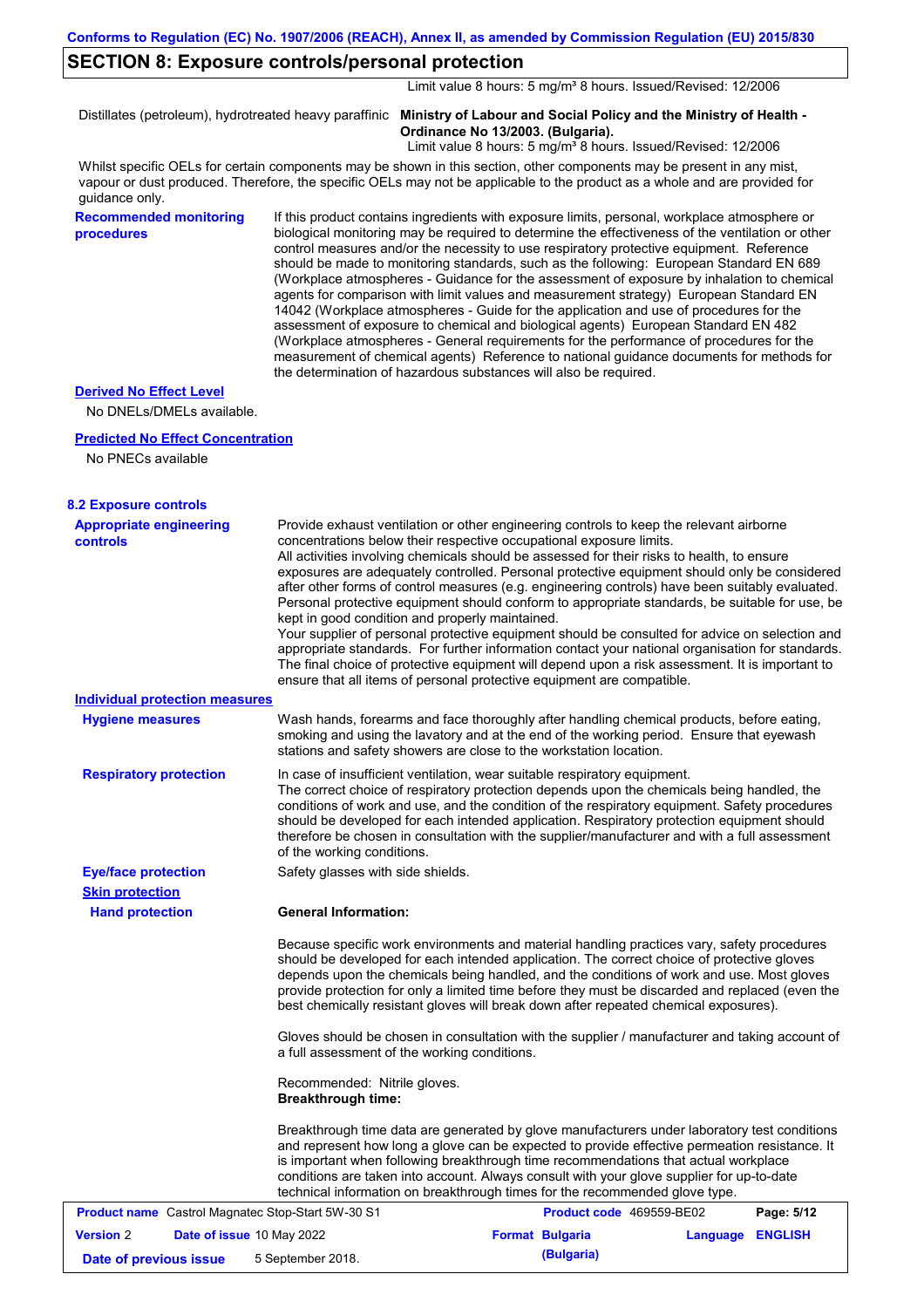## SECTION 8: Exposure controls/personal protection

| | |
|---|---|
| | Limit value 8 hours: 5 mg/m³ 8 hours. Issued/Revised: 12/2006 |
| Distillates (petroleum), hydrotreated heavy paraffinic | **Ministry of Labour and Social Policy and the Ministry of Health - Ordinance No 13/2003. (Bulgaria).** Limit value 8 hours: 5 mg/m³ 8 hours. Issued/Revised: 12/2006 |

Whilst specific OELs for certain components may be shown in this section, other components may be present in any mist, vapour or dust produced. Therefore, the specific OELs may not be applicable to the product as a whole and are provided for guidance only.

**Recommended monitoring procedures**

If this product contains ingredients with exposure limits, personal, workplace atmosphere or biological monitoring may be required to determine the effectiveness of the ventilation or other control measures and/or the necessity to use respiratory protective equipment. Reference should be made to monitoring standards, such as the following: European Standard EN 689 (Workplace atmospheres - Guidance for the assessment of exposure by inhalation to chemical agents for comparison with limit values and measurement strategy) European Standard EN 14042 (Workplace atmospheres - Guide for the application and use of procedures for the assessment of exposure to chemical and biological agents) European Standard EN 482 (Workplace atmospheres - General requirements for the performance of procedures for the measurement of chemical agents) Reference to national guidance documents for methods for the determination of hazardous substances will also be required.

**Derived No Effect Level**

No DNELs/DMELs available.

**Predicted No Effect Concentration**

No PNECs available

### 8.2 Exposure controls

**Appropriate engineering controls**

Provide exhaust ventilation or other engineering controls to keep the relevant airborne concentrations below their respective occupational exposure limits.
All activities involving chemicals should be assessed for their risks to health, to ensure exposures are adequately controlled. Personal protective equipment should only be considered after other forms of control measures (e.g. engineering controls) have been suitably evaluated. Personal protective equipment should conform to appropriate standards, be suitable for use, be kept in good condition and properly maintained.
Your supplier of personal protective equipment should be consulted for advice on selection and appropriate standards. For further information contact your national organisation for standards.
The final choice of protective equipment will depend upon a risk assessment. It is important to ensure that all items of personal protective equipment are compatible.

**Individual protection measures**

**Hygiene measures**

Wash hands, forearms and face thoroughly after handling chemical products, before eating, smoking and using the lavatory and at the end of the working period. Ensure that eyewash stations and safety showers are close to the workstation location.

**Respiratory protection**

In case of insufficient ventilation, wear suitable respiratory equipment.
The correct choice of respiratory protection depends upon the chemicals being handled, the conditions of work and use, and the condition of the respiratory equipment. Safety procedures should be developed for each intended application. Respiratory protection equipment should therefore be chosen in consultation with the supplier/manufacturer and with a full assessment of the working conditions.

**Eye/face protection**

Safety glasses with side shields.

**Skin protection**

**Hand protection**

**General Information:**

Because specific work environments and material handling practices vary, safety procedures should be developed for each intended application. The correct choice of protective gloves depends upon the chemicals being handled, and the conditions of work and use. Most gloves provide protection for only a limited time before they must be discarded and replaced (even the best chemically resistant gloves will break down after repeated chemical exposures).

Gloves should be chosen in consultation with the supplier / manufacturer and taking account of a full assessment of the working conditions.

Recommended: Nitrile gloves.
**Breakthrough time:**

Breakthrough time data are generated by glove manufacturers under laboratory test conditions and represent how long a glove can be expected to provide effective permeation resistance. It is important when following breakthrough time recommendations that actual workplace conditions are taken into account. Always consult with your glove supplier for up-to-date technical information on breakthrough times for the recommended glove type.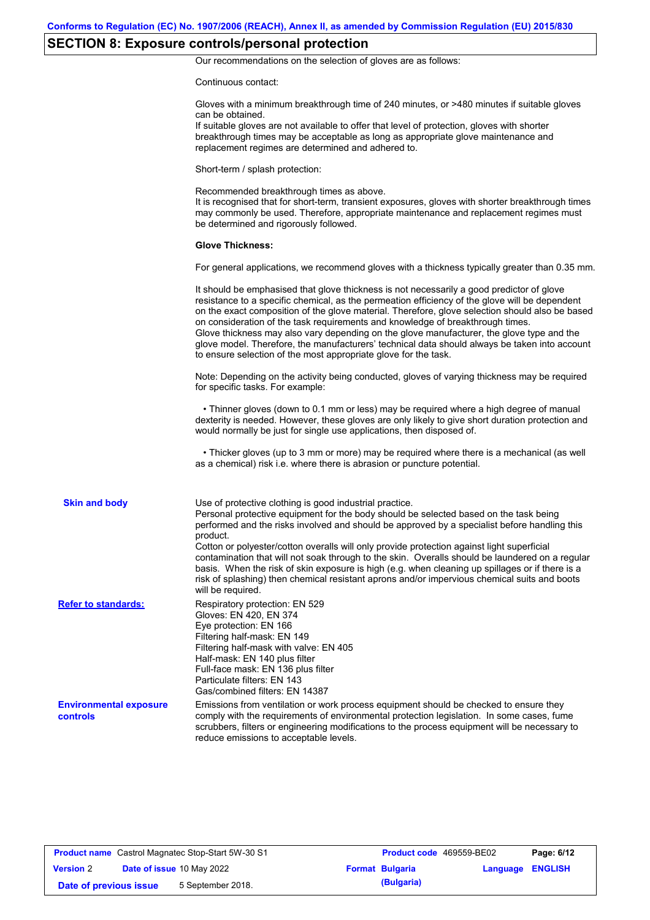## SECTION 8: Exposure controls/personal protection

Our recommendations on the selection of gloves are as follows:

Continuous contact:

Gloves with a minimum breakthrough time of 240 minutes, or >480 minutes if suitable gloves can be obtained.
If suitable gloves are not available to offer that level of protection, gloves with shorter breakthrough times may be acceptable as long as appropriate glove maintenance and replacement regimes are determined and adhered to.

Short-term / splash protection:

Recommended breakthrough times as above.
It is recognised that for short-term, transient exposures, gloves with shorter breakthrough times may commonly be used. Therefore, appropriate maintenance and replacement regimes must be determined and rigorously followed.

**Glove Thickness:**

For general applications, we recommend gloves with a thickness typically greater than 0.35 mm.

It should be emphasised that glove thickness is not necessarily a good predictor of glove resistance to a specific chemical, as the permeation efficiency of the glove will be dependent on the exact composition of the glove material. Therefore, glove selection should also be based on consideration of the task requirements and knowledge of breakthrough times.
Glove thickness may also vary depending on the glove manufacturer, the glove type and the glove model. Therefore, the manufacturers' technical data should always be taken into account to ensure selection of the most appropriate glove for the task.

Note: Depending on the activity being conducted, gloves of varying thickness may be required for specific tasks. For example:

- Thinner gloves (down to 0.1 mm or less) may be required where a high degree of manual dexterity is needed. However, these gloves are only likely to give short duration protection and would normally be just for single use applications, then disposed of.

- Thicker gloves (up to 3 mm or more) may be required where there is a mechanical (as well as a chemical) risk i.e. where there is abrasion or puncture potential.

**Skin and body**

Use of protective clothing is good industrial practice.
Personal protective equipment for the body should be selected based on the task being performed and the risks involved and should be approved by a specialist before handling this product.
Cotton or polyester/cotton overalls will only provide protection against light superficial contamination that will not soak through to the skin. Overalls should be laundered on a regular basis. When the risk of skin exposure is high (e.g. when cleaning up spillages or if there is a risk of splashing) then chemical resistant aprons and/or impervious chemical suits and boots will be required.

**Refer to standards:**

Respiratory protection: EN 529
Gloves: EN 420, EN 374
Eye protection: EN 166
Filtering half-mask: EN 149
Filtering half-mask with valve: EN 405
Half-mask: EN 140 plus filter
Full-face mask: EN 136 plus filter
Particulate filters: EN 143
Gas/combined filters: EN 14387

**Environmental exposure controls**

Emissions from ventilation or work process equipment should be checked to ensure they comply with the requirements of environmental protection legislation. In some cases, fume scrubbers, filters or engineering modifications to the process equipment will be necessary to reduce emissions to acceptable levels.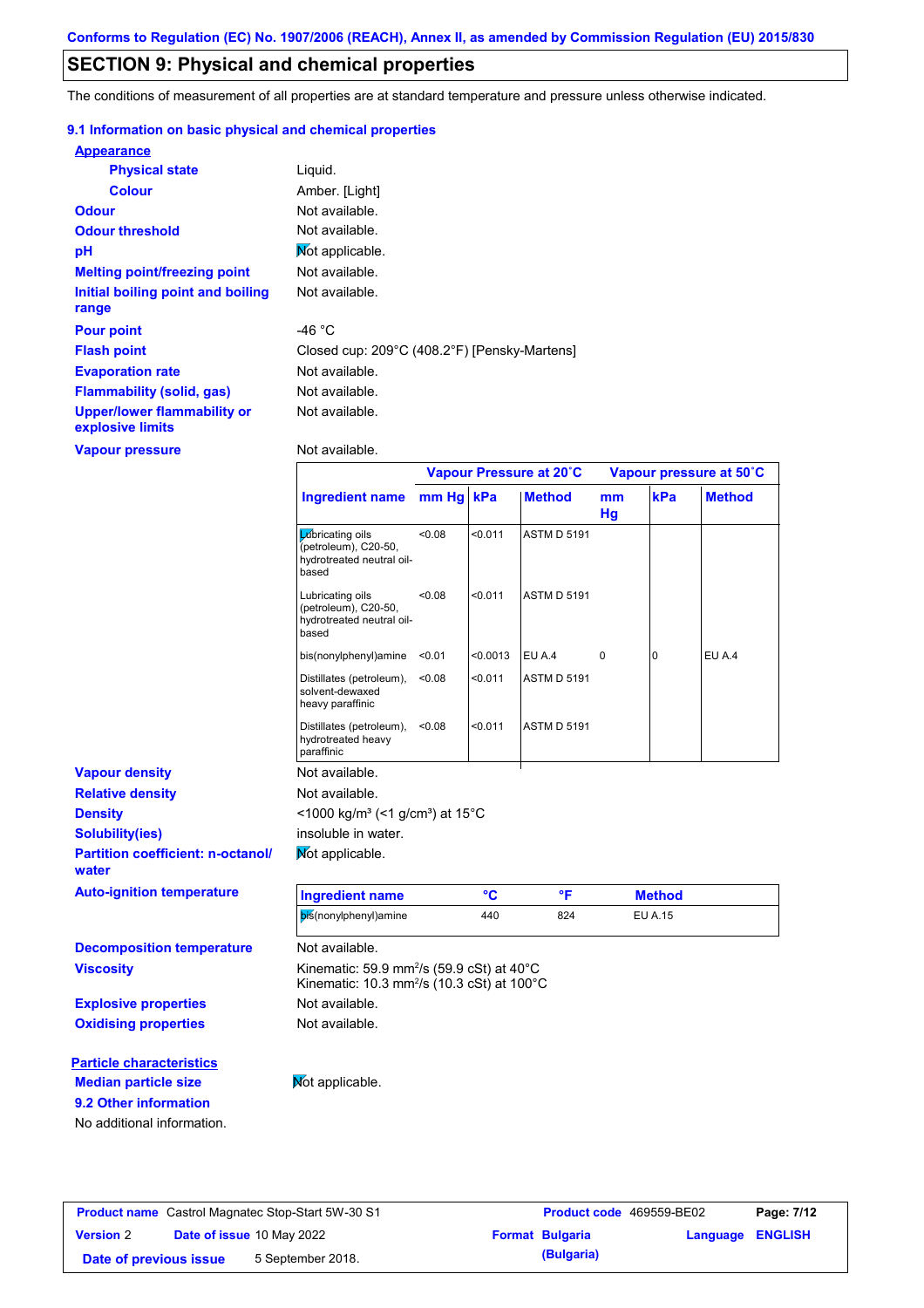Conforms to Regulation (EC) No. 1907/2006 (REACH), Annex II, as amended by Commission Regulation (EU) 2015/830

## SECTION 9: Physical and chemical properties

The conditions of measurement of all properties are at standard temperature and pressure unless otherwise indicated.

### 9.1 Information on basic physical and chemical properties

**Appearance**

| | |
|---|---|
| **Physical state** | Liquid. |
| **Colour** | Amber. [Light] |
| **Odour** | Not available. |
| **Odour threshold** | Not available. |
| **pH** | Not applicable. |
| **Melting point/freezing point** | Not available. |
| **Initial boiling point and boiling range** | Not available. |
| **Pour point** | -46 °C |
| **Flash point** | Closed cup: 209°C (408.2°F) [Pensky-Martens] |
| **Evaporation rate** | Not available. |
| **Flammability (solid, gas)** | Not available. |
| **Upper/lower flammability or explosive limits** | Not available. |
| **Vapour pressure** | Not available. |

| | Vapour Pressure at 20˚C | | | Vapour pressure at 50˚C | | |
|---|---|---|---|---|---|---|
| **Ingredient name** | **mm Hg** | **kPa** | **Method** | **mm Hg** | **kPa** | **Method** |
| Lubricating oils (petroleum), C20-50, hydrotreated neutral oil-based | <0.08 | <0.011 | ASTM D 5191 | | | |
| Lubricating oils (petroleum), C20-50, hydrotreated neutral oil-based | <0.08 | <0.011 | ASTM D 5191 | | | |
| bis(nonylphenyl)amine | <0.01 | <0.0013 | EU A.4 | 0 | 0 | EU A.4 |
| Distillates (petroleum), solvent-dewaxed heavy paraffinic | <0.08 | <0.011 | ASTM D 5191 | | | |
| Distillates (petroleum), hydrotreated heavy paraffinic | <0.08 | <0.011 | ASTM D 5191 | | | |

| | |
|---|---|
| **Vapour density** | Not available. |
| **Relative density** | Not available. |
| **Density** | <1000 kg/m³ (<1 g/cm³) at 15°C |
| **Solubility(ies)** | insoluble in water. |
| **Partition coefficient: n-octanol/water** | Not applicable. |
| **Auto-ignition temperature** | |

| Ingredient name | °C | °F | Method |
|---|---|---|---|
| bis(nonylphenyl)amine | 440 | 824 | EU A.15 |

| | |
|---|---|
| **Decomposition temperature** | Not available. |
| **Viscosity** | Kinematic: 59.9 mm²/s (59.9 cSt) at 40°C<br>Kinematic: 10.3 mm²/s (10.3 cSt) at 100°C |
| **Explosive properties** | Not available. |
| **Oxidising properties** | Not available. |

**Particle characteristics**

| | |
|---|---|
| **Median particle size** | Not applicable. |

### 9.2 Other information

No additional information.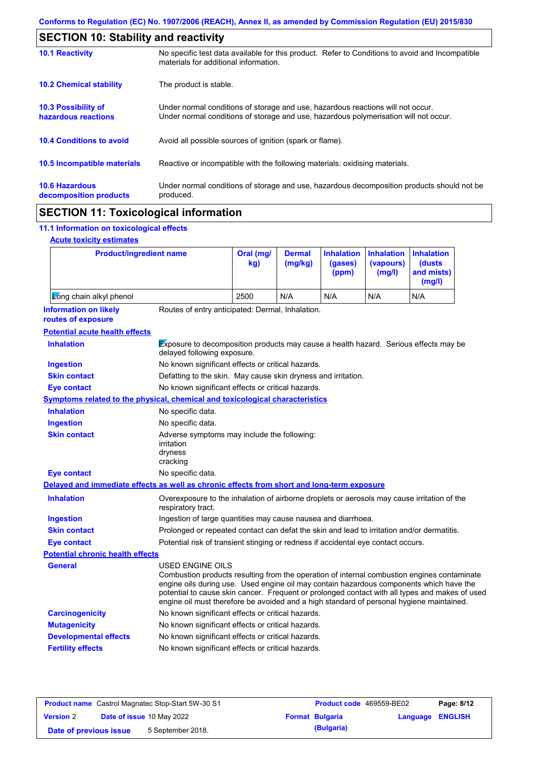## SECTION 10: Stability and reactivity

| | |
|---|---|
| **10.1 Reactivity** | No specific test data available for this product. Refer to Conditions to avoid and Incompatible materials for additional information. |
| **10.2 Chemical stability** | The product is stable. |
| **10.3 Possibility of hazardous reactions** | Under normal conditions of storage and use, hazardous reactions will not occur. Under normal conditions of storage and use, hazardous polymerisation will not occur. |
| **10.4 Conditions to avoid** | Avoid all possible sources of ignition (spark or flame). |
| **10.5 Incompatible materials** | Reactive or incompatible with the following materials: oxidising materials. |
| **10.6 Hazardous decomposition products** | Under normal conditions of storage and use, hazardous decomposition products should not be produced. |

## SECTION 11: Toxicological information

### 11.1 Information on toxicological effects

**Acute toxicity estimates**

| Product/ingredient name | Oral (mg/kg) | Dermal (mg/kg) | Inhalation (gases) (ppm) | Inhalation (vapours) (mg/l) | Inhalation (dusts and mists) (mg/l) |
|---|---|---|---|---|---|
| Long chain alkyl phenol | 2500 | N/A | N/A | N/A | N/A |

**Information on likely routes of exposure**: Routes of entry anticipated: Dermal, Inhalation.

**Potential acute health effects**

| | |
|---|---|
| **Inhalation** | Exposure to decomposition products may cause a health hazard. Serious effects may be delayed following exposure. |
| **Ingestion** | No known significant effects or critical hazards. |
| **Skin contact** | Defatting to the skin. May cause skin dryness and irritation. |
| **Eye contact** | No known significant effects or critical hazards. |

**Symptoms related to the physical, chemical and toxicological characteristics**

| | |
|---|---|
| **Inhalation** | No specific data. |
| **Ingestion** | No specific data. |
| **Skin contact** | Adverse symptoms may include the following: irritation dryness cracking |
| **Eye contact** | No specific data. |

**Delayed and immediate effects as well as chronic effects from short and long-term exposure**

| | |
|---|---|
| **Inhalation** | Overexposure to the inhalation of airborne droplets or aerosols may cause irritation of the respiratory tract. |
| **Ingestion** | Ingestion of large quantities may cause nausea and diarrhoea. |
| **Skin contact** | Prolonged or repeated contact can defat the skin and lead to irritation and/or dermatitis. |
| **Eye contact** | Potential risk of transient stinging or redness if accidental eye contact occurs. |

**Potential chronic health effects**

| | |
|---|---|
| **General** | USED ENGINE OILS Combustion products resulting from the operation of internal combustion engines contaminate engine oils during use. Used engine oil may contain hazardous components which have the potential to cause skin cancer. Frequent or prolonged contact with all types and makes of used engine oil must therefore be avoided and a high standard of personal hygiene maintained. |
| **Carcinogenicity** | No known significant effects or critical hazards. |
| **Mutagenicity** | No known significant effects or critical hazards. |
| **Developmental effects** | No known significant effects or critical hazards. |
| **Fertility effects** | No known significant effects or critical hazards. |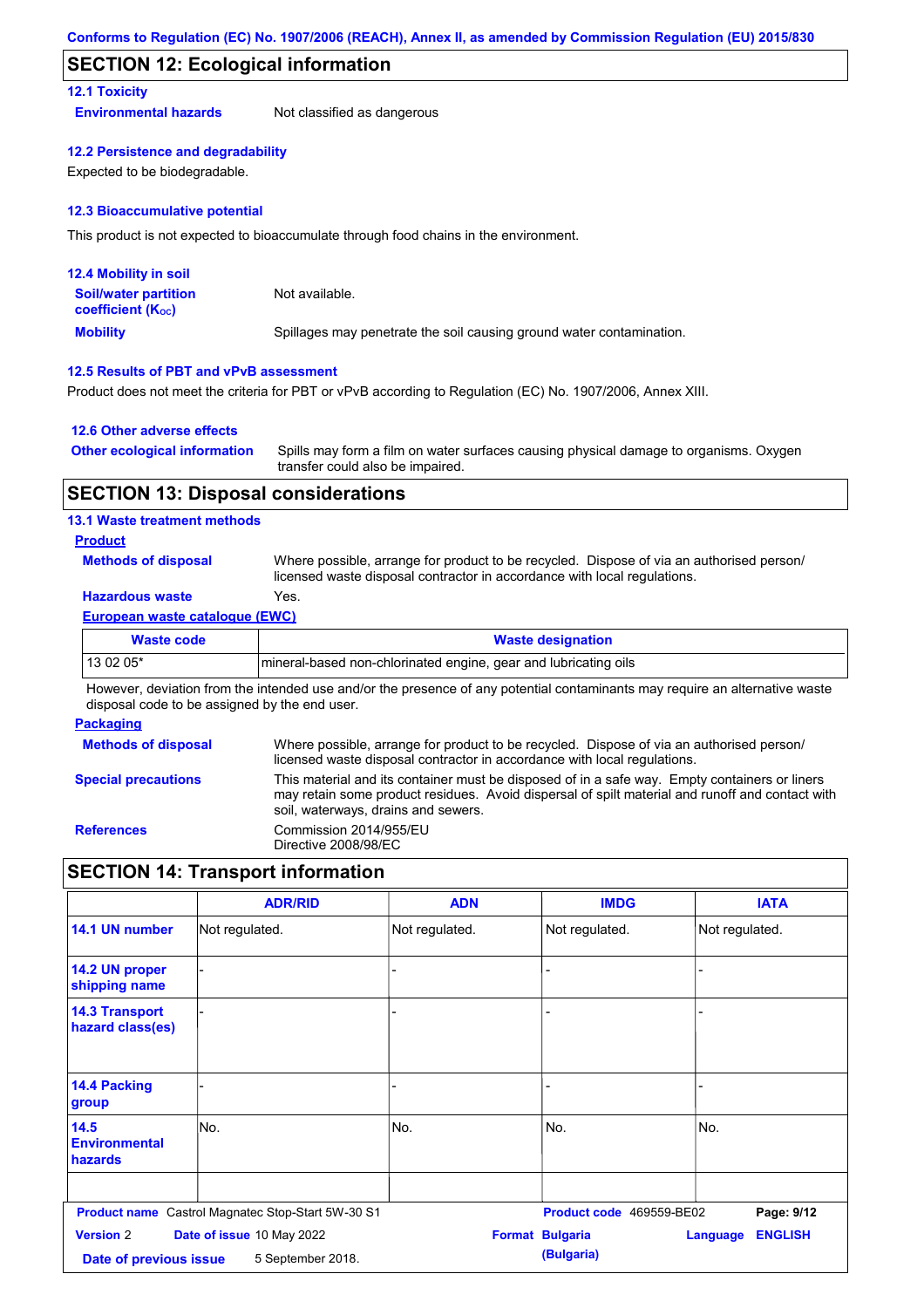## SECTION 12: Ecological information

### 12.1 Toxicity

**Environmental hazards** Not classified as dangerous

### 12.2 Persistence and degradability

Expected to be biodegradable.

### 12.3 Bioaccumulative potential

This product is not expected to bioaccumulate through food chains in the environment.

### 12.4 Mobility in soil

**Soil/water partition coefficient ($K_{OC}$)** Not available.

**Mobility** Spillages may penetrate the soil causing ground water contamination.

### 12.5 Results of PBT and vPvB assessment

Product does not meet the criteria for PBT or vPvB according to Regulation (EC) No. 1907/2006, Annex XIII.

### 12.6 Other adverse effects

**Other ecological information** Spills may form a film on water surfaces causing physical damage to organisms. Oxygen transfer could also be impaired.

## SECTION 13: Disposal considerations

### 13.1 Waste treatment methods

**Product**

**Methods of disposal** Where possible, arrange for product to be recycled. Dispose of via an authorised person/ licensed waste disposal contractor in accordance with local regulations.

**Hazardous waste** Yes.

**European waste catalogue (EWC)**

| Waste code | Waste designation |
|---|---|
| 13 02 05* | mineral-based non-chlorinated engine, gear and lubricating oils |

However, deviation from the intended use and/or the presence of any potential contaminants may require an alternative waste disposal code to be assigned by the end user.

**Packaging**

**Methods of disposal** Where possible, arrange for product to be recycled. Dispose of via an authorised person/ licensed waste disposal contractor in accordance with local regulations.

**Special precautions** This material and its container must be disposed of in a safe way. Empty containers or liners may retain some product residues. Avoid dispersal of spilt material and runoff and contact with soil, waterways, drains and sewers.

**References** Commission 2014/955/EU
Directive 2008/98/EC

## SECTION 14: Transport information

| | ADR/RID | ADN | IMDG | IATA |
|---|---|---|---|---|
| 14.1 UN number | Not regulated. | Not regulated. | Not regulated. | Not regulated. |
| 14.2 UN proper shipping name | - | - | - | - |
| 14.3 Transport hazard class(es) | - | - | - | - |
| 14.4 Packing group | - | - | - | - |
| 14.5 Environmental hazards | No. | No. | No. | No. |

**Product name** Castrol Magnatec Stop-Start 5W-30 S1 **Product code** 469559-BE02
**Version** 2 **Date of issue** 10 May 2022 **Format** Bulgaria (Bulgaria) **Language** ENGLISH
**Date of previous issue** 5 September 2018.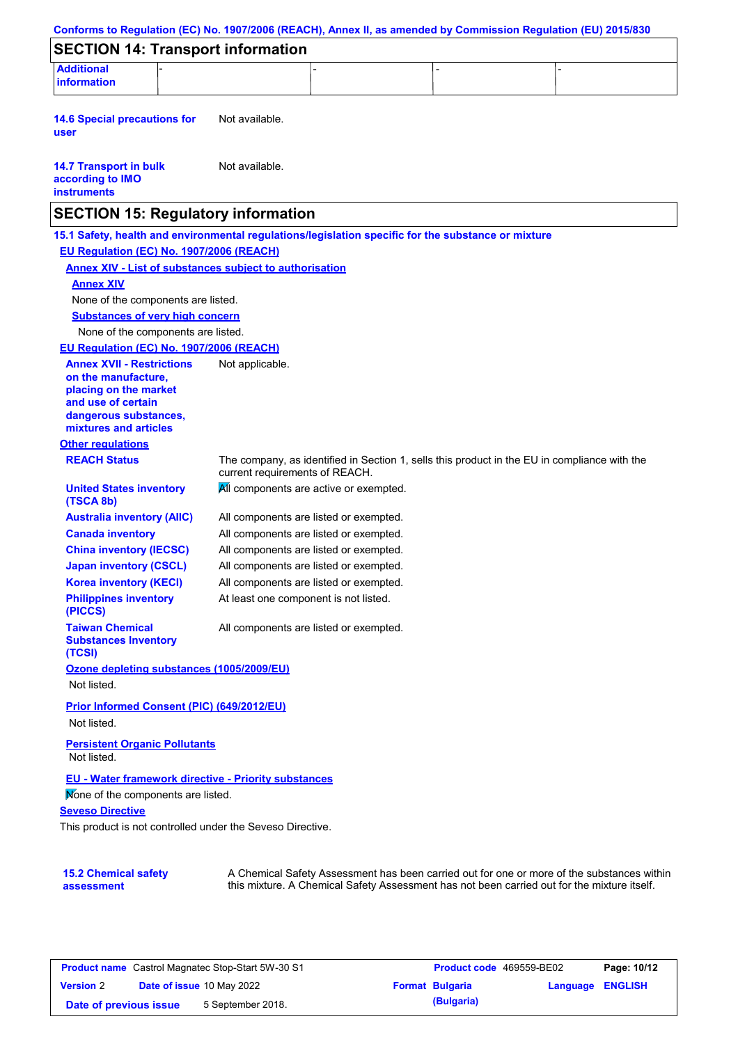Conforms to Regulation (EC) No. 1907/2006 (REACH), Annex II, as amended by Commission Regulation (EU) 2015/830

## SECTION 14: Transport information

| | | | | |
|---|---|---|---|---|
| **Additional information** | - | - | - | - |

**14.6 Special precautions for user**: Not available.

**14.7 Transport in bulk according to IMO instruments**: Not available.

## SECTION 15: Regulatory information

### 15.1 Safety, health and environmental regulations/legislation specific for the substance or mixture

**EU Regulation (EC) No. 1907/2006 (REACH)**

**Annex XIV - List of substances subject to authorisation**

**Annex XIV**

None of the components are listed.

**Substances of very high concern**

None of the components are listed.

**EU Regulation (EC) No. 1907/2006 (REACH)**

**Annex XVII - Restrictions on the manufacture, placing on the market and use of certain dangerous substances, mixtures and articles**: Not applicable.

**Other regulations**

| | |
|---|---|
| **REACH Status** | The company, as identified in Section 1, sells this product in the EU in compliance with the current requirements of REACH. |
| **United States inventory (TSCA 8b)** | All components are active or exempted. |
| **Australia inventory (AIIC)** | All components are listed or exempted. |
| **Canada inventory** | All components are listed or exempted. |
| **China inventory (IECSC)** | All components are listed or exempted. |
| **Japan inventory (CSCL)** | All components are listed or exempted. |
| **Korea inventory (KECI)** | All components are listed or exempted. |
| **Philippines inventory (PICCS)** | At least one component is not listed. |
| **Taiwan Chemical Substances Inventory (TCSI)** | All components are listed or exempted. |

**Ozone depleting substances (1005/2009/EU)**

Not listed.

**Prior Informed Consent (PIC) (649/2012/EU)**

Not listed.

**Persistent Organic Pollutants**

Not listed.

**EU - Water framework directive - Priority substances**

None of the components are listed.

**Seveso Directive**

This product is not controlled under the Seveso Directive.

### 15.2 Chemical safety assessment

A Chemical Safety Assessment has been carried out for one or more of the substances within this mixture. A Chemical Safety Assessment has not been carried out for the mixture itself.

| | | | |
|---|---|---|---|
| **Product name** Castrol Magnatec Stop-Start 5W-30 S1 | | **Product code** 469559-BE02 | |
| **Version** 2 | **Date of issue** 10 May 2022 | **Format** Bulgaria (Bulgaria) | **Language** ENGLISH |
| **Date of previous issue** | 5 September 2018. | | |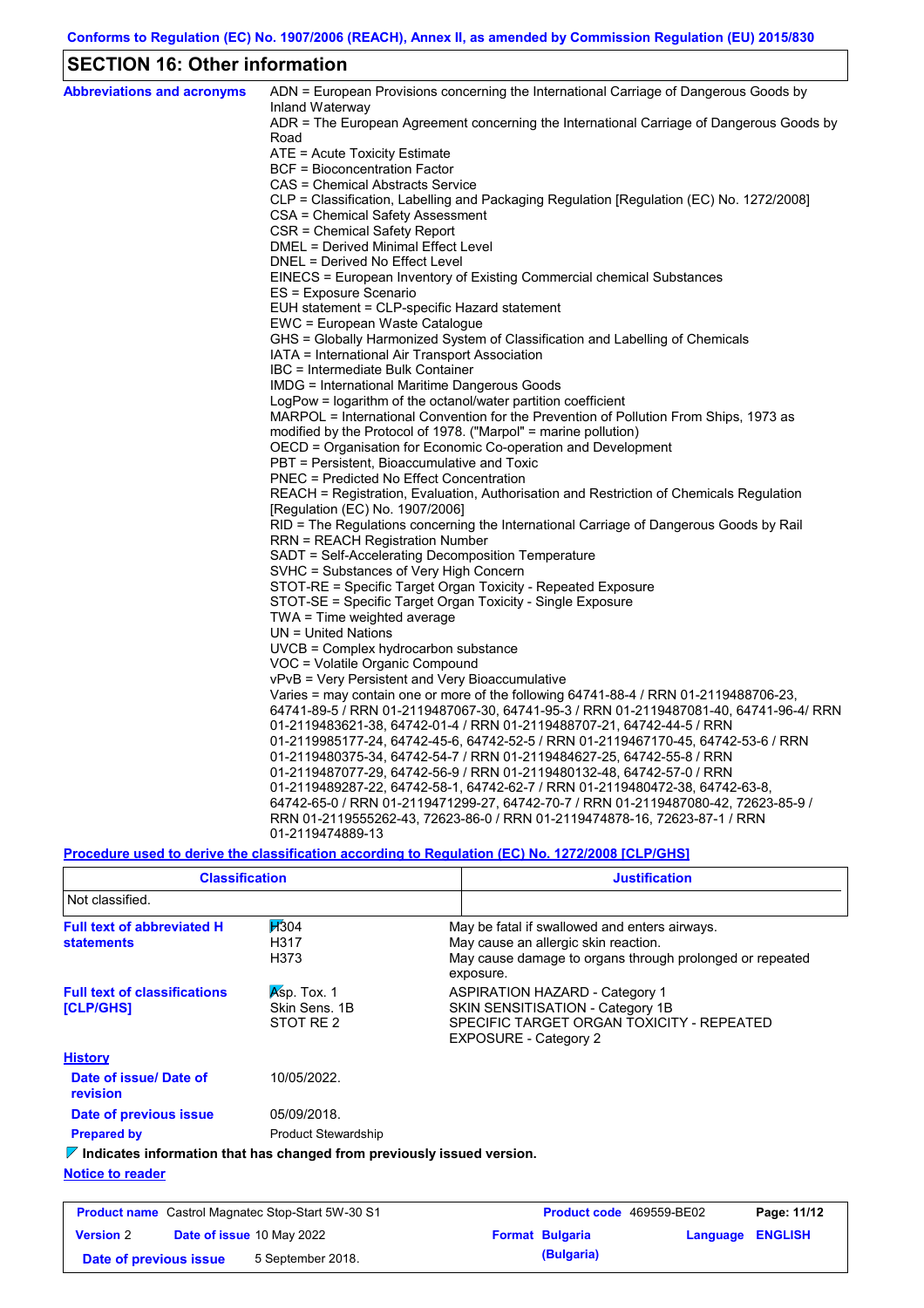## SECTION 16: Other information

**Abbreviations and acronyms**

ADN = European Provisions concerning the International Carriage of Dangerous Goods by Inland Waterway
ADR = The European Agreement concerning the International Carriage of Dangerous Goods by Road
ATE = Acute Toxicity Estimate
BCF = Bioconcentration Factor
CAS = Chemical Abstracts Service
CLP = Classification, Labelling and Packaging Regulation [Regulation (EC) No. 1272/2008]
CSA = Chemical Safety Assessment
CSR = Chemical Safety Report
DMEL = Derived Minimal Effect Level
DNEL = Derived No Effect Level
EINECS = European Inventory of Existing Commercial chemical Substances
ES = Exposure Scenario
EUH statement = CLP-specific Hazard statement
EWC = European Waste Catalogue
GHS = Globally Harmonized System of Classification and Labelling of Chemicals
IATA = International Air Transport Association
IBC = Intermediate Bulk Container
IMDG = International Maritime Dangerous Goods
LogPow = logarithm of the octanol/water partition coefficient
MARPOL = International Convention for the Prevention of Pollution From Ships, 1973 as modified by the Protocol of 1978. ("Marpol" = marine pollution)
OECD = Organisation for Economic Co-operation and Development
PBT = Persistent, Bioaccumulative and Toxic
PNEC = Predicted No Effect Concentration
REACH = Registration, Evaluation, Authorisation and Restriction of Chemicals Regulation [Regulation (EC) No. 1907/2006]
RID = The Regulations concerning the International Carriage of Dangerous Goods by Rail
RRN = REACH Registration Number
SADT = Self-Accelerating Decomposition Temperature
SVHC = Substances of Very High Concern
STOT-RE = Specific Target Organ Toxicity - Repeated Exposure
STOT-SE = Specific Target Organ Toxicity - Single Exposure
TWA = Time weighted average
UN = United Nations
UVCB = Complex hydrocarbon substance
VOC = Volatile Organic Compound
vPvB = Very Persistent and Very Bioaccumulative
Varies = may contain one or more of the following 64741-88-4 / RRN 01-2119488706-23, 64741-89-5 / RRN 01-2119487067-30, 64741-95-3 / RRN 01-2119487081-40, 64741-96-4/ RRN 01-2119483621-38, 64742-01-4 / RRN 01-2119488707-21, 64742-44-5 / RRN 01-2119985177-24, 64742-45-6, 64742-52-5 / RRN 01-2119467170-45, 64742-53-6 / RRN 01-2119480375-34, 64742-54-7 / RRN 01-2119484627-25, 64742-55-8 / RRN 01-2119487077-29, 64742-56-9 / RRN 01-2119480132-48, 64742-57-0 / RRN 01-2119489287-22, 64742-58-1, 64742-62-7 / RRN 01-2119480472-38, 64742-63-8, 64742-65-0 / RRN 01-2119471299-27, 64742-70-7 / RRN 01-2119487080-42, 72623-85-9 / RRN 01-2119555262-43, 72623-86-0 / RRN 01-2119474878-16, 72623-87-1 / RRN 01-2119474889-13

**Procedure used to derive the classification according to Regulation (EC) No. 1272/2008 [CLP/GHS]**

| Classification | Justification |
|---|---|
| Not classified. | |

**Full text of abbreviated H statements**

| | |
|---|---|
| H304 | May be fatal if swallowed and enters airways. |
| H317 | May cause an allergic skin reaction. |
| H373 | May cause damage to organs through prolonged or repeated exposure. |

**Full text of classifications [CLP/GHS]**

| | |
|---|---|
| Asp. Tox. 1 | ASPIRATION HAZARD - Category 1 |
| Skin Sens. 1B | SKIN SENSITISATION - Category 1B |
| STOT RE 2 | SPECIFIC TARGET ORGAN TOXICITY - REPEATED EXPOSURE - Category 2 |

**History**

**Date of issue/ Date of revision** 10/05/2022.

**Date of previous issue** 05/09/2018.

**Prepared by** Product Stewardship

**Indicates information that has changed from previously issued version.**

**Notice to reader**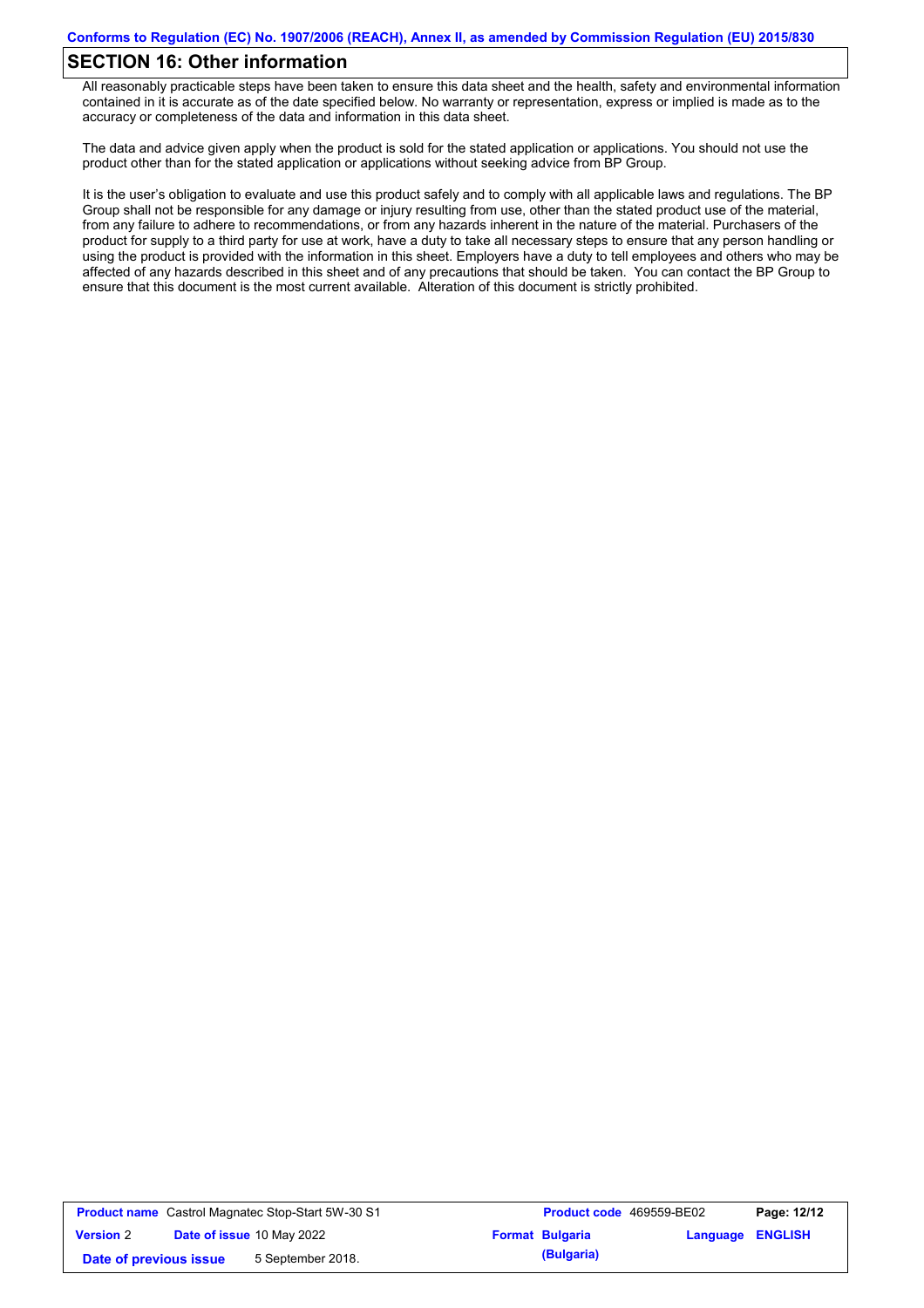## SECTION 16: Other information

All reasonably practicable steps have been taken to ensure this data sheet and the health, safety and environmental information contained in it is accurate as of the date specified below. No warranty or representation, express or implied is made as to the accuracy or completeness of the data and information in this data sheet.

The data and advice given apply when the product is sold for the stated application or applications. You should not use the product other than for the stated application or applications without seeking advice from BP Group.

It is the user's obligation to evaluate and use this product safely and to comply with all applicable laws and regulations. The BP Group shall not be responsible for any damage or injury resulting from use, other than the stated product use of the material, from any failure to adhere to recommendations, or from any hazards inherent in the nature of the material. Purchasers of the product for supply to a third party for use at work, have a duty to take all necessary steps to ensure that any person handling or using the product is provided with the information in this sheet. Employers have a duty to tell employees and others who may be affected of any hazards described in this sheet and of any precautions that should be taken. You can contact the BP Group to ensure that this document is the most current available. Alteration of this document is strictly prohibited.